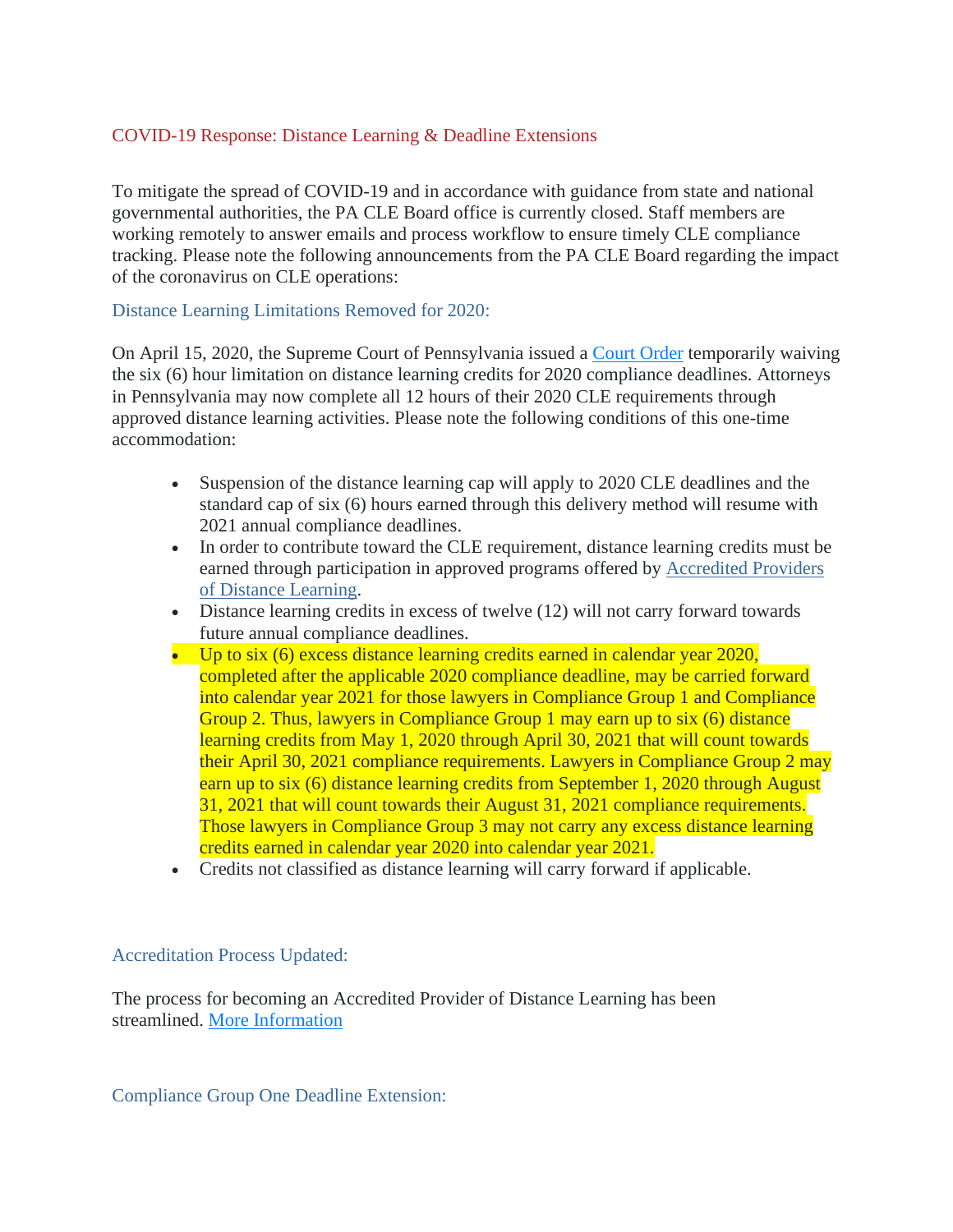# COVID-19 Response: Distance Learning & Deadline Extensions

To mitigate the spread of COVID-19 and in accordance with guidance from state and national governmental authorities, the PA CLE Board office is currently closed. Staff members are working remotely to answer emails and process workflow to ensure timely CLE compliance tracking. Please note the following announcements from the PA CLE Board regarding the impact of the coronavirus on CLE operations:

## Distance Learning Limitations Removed for 2020:

On April 15, 2020, the Supreme Court of Pennsylvania issued a Court Order temporarily waiving the six (6) hour limitation on distance learning credits for 2020 compliance deadlines. Attorneys in Pennsylvania may now complete all 12 hours of their 2020 CLE requirements through approved distance learning activities. Please note the following conditions of this one-time accommodation:

- Suspension of the distance learning cap will apply to 2020 CLE deadlines and the standard cap of six (6) hours earned through this delivery method will resume with 2021 annual compliance deadlines.
- In order to contribute toward the CLE requirement, distance learning credits must be earned through participation in approved programs offered by Accredited Providers of Distance Learning.
- Distance learning credits in excess of twelve (12) will not carry forward towards future annual compliance deadlines.
- Up to six (6) excess distance learning credits earned in calendar year 2020, completed after the applicable 2020 compliance deadline, may be carried forward into calendar year 2021 for those lawyers in Compliance Group 1 and Compliance Group 2. Thus, lawyers in Compliance Group 1 may earn up to six (6) distance learning credits from May 1, 2020 through April 30, 2021 that will count towards their April 30, 2021 compliance requirements. Lawyers in Compliance Group 2 may earn up to six (6) distance learning credits from September 1, 2020 through August 31, 2021 that will count towards their August 31, 2021 compliance requirements. Those lawyers in Compliance Group 3 may not carry any excess distance learning credits earned in calendar year 2020 into calendar year 2021.
- Credits not classified as distance learning will carry forward if applicable.

## Accreditation Process Updated:

The process for becoming an Accredited Provider of Distance Learning has been streamlined. More Information

## Compliance Group One Deadline Extension: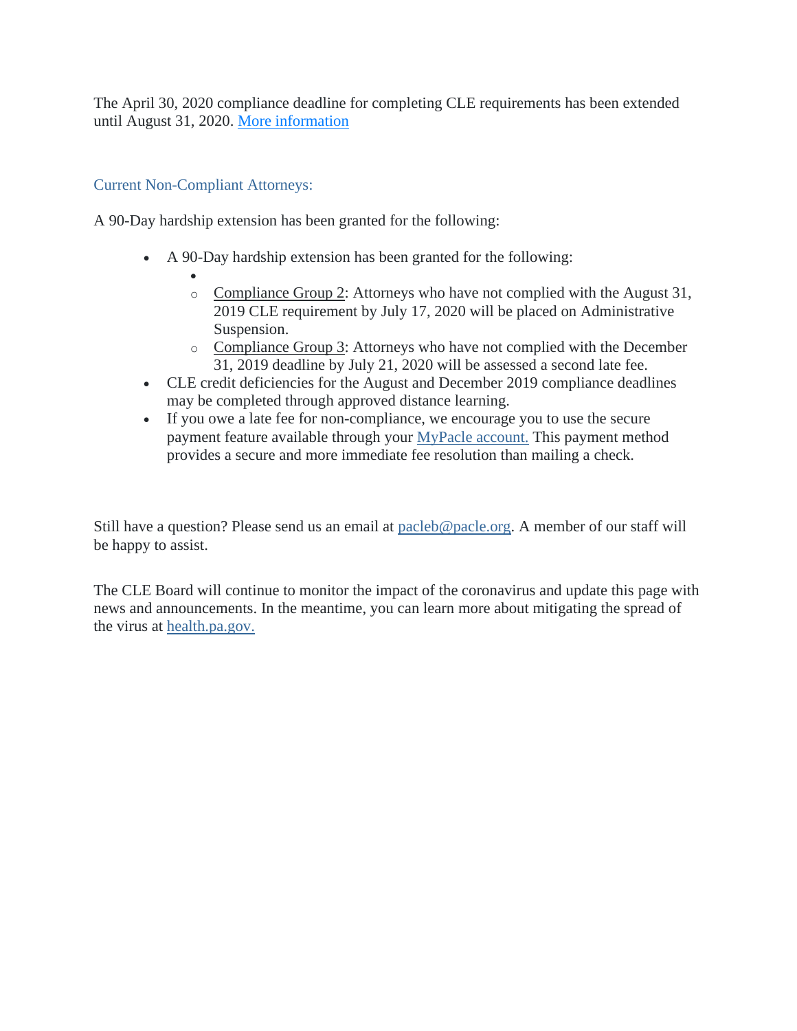The April 30, 2020 compliance deadline for completing CLE requirements has been extended until August 31, 2020. [More information]

### Current Non-Compliant Attorneys:

A 90-Day hardship extension has been granted for the following:

- A 90-Day hardship extension has been granted for the following:
  - Compliance Group 2: Attorneys who have not complied with the August 31, 2019 CLE requirement by July 17, 2020 will be placed on Administrative Suspension.
  - Compliance Group 3: Attorneys who have not complied with the December 31, 2019 deadline by July 21, 2020 will be assessed a second late fee.
- CLE credit deficiencies for the August and December 2019 compliance deadlines may be completed through approved distance learning.
- If you owe a late fee for non-compliance, we encourage you to use the secure payment feature available through your MyPacle account. This payment method provides a secure and more immediate fee resolution than mailing a check.

Still have a question? Please send us an email at pacleb@pacle.org. A member of our staff will be happy to assist.

The CLE Board will continue to monitor the impact of the coronavirus and update this page with news and announcements. In the meantime, you can learn more about mitigating the spread of the virus at health.pa.gov.